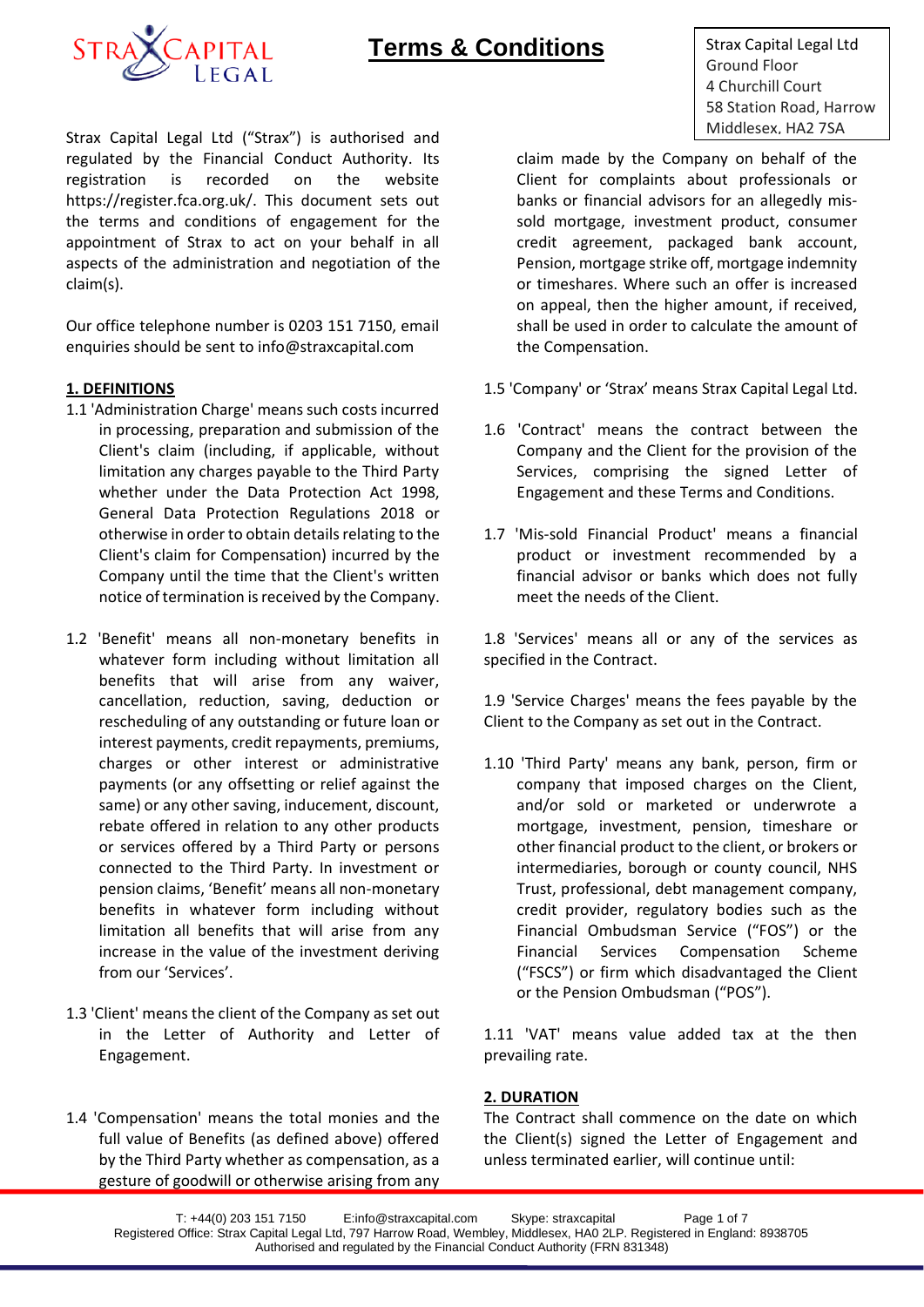# Terms & Conditions

Strax Capital Legal Ltd
Ground Floor
4 Churchill Court
58 Station Road, Harrow
Middlesex, HA2 7SA

Strax Capital Legal Ltd ("Strax") is authorised and regulated by the Financial Conduct Authority. Its registration is recorded on the website https://register.fca.org.uk/. This document sets out the terms and conditions of engagement for the appointment of Strax to act on your behalf in all aspects of the administration and negotiation of the claim(s).

Our office telephone number is 0203 151 7150, email enquiries should be sent to info@straxcapital.com

## 1. DEFINITIONS

1.1 'Administration Charge' means such costs incurred in processing, preparation and submission of the Client's claim (including, if applicable, without limitation any charges payable to the Third Party whether under the Data Protection Act 1998, General Data Protection Regulations 2018 or otherwise in order to obtain details relating to the Client's claim for Compensation) incurred by the Company until the time that the Client's written notice of termination is received by the Company.

1.2 'Benefit' means all non-monetary benefits in whatever form including without limitation all benefits that will arise from any waiver, cancellation, reduction, saving, deduction or rescheduling of any outstanding or future loan or interest payments, credit repayments, premiums, charges or other interest or administrative payments (or any offsetting or relief against the same) or any other saving, inducement, discount, rebate offered in relation to any other products or services offered by a Third Party or persons connected to the Third Party. In investment or pension claims, 'Benefit' means all non-monetary benefits in whatever form including without limitation all benefits that will arise from any increase in the value of the investment deriving from our 'Services'.

1.3 'Client' means the client of the Company as set out in the Letter of Authority and Letter of Engagement.

1.4 'Compensation' means the total monies and the full value of Benefits (as defined above) offered by the Third Party whether as compensation, as a gesture of goodwill or otherwise arising from any claim made by the Company on behalf of the Client for complaints about professionals or banks or financial advisors for an allegedly mis-sold mortgage, investment product, consumer credit agreement, packaged bank account, Pension, mortgage strike off, mortgage indemnity or timeshares. Where such an offer is increased on appeal, then the higher amount, if received, shall be used in order to calculate the amount of the Compensation.

1.5 'Company' or 'Strax' means Strax Capital Legal Ltd.

1.6 'Contract' means the contract between the Company and the Client for the provision of the Services, comprising the signed Letter of Engagement and these Terms and Conditions.

1.7 'Mis-sold Financial Product' means a financial product or investment recommended by a financial advisor or banks which does not fully meet the needs of the Client.

1.8 'Services' means all or any of the services as specified in the Contract.

1.9 'Service Charges' means the fees payable by the Client to the Company as set out in the Contract.

1.10 'Third Party' means any bank, person, firm or company that imposed charges on the Client, and/or sold or marketed or underwrote a mortgage, investment, pension, timeshare or other financial product to the client, or brokers or intermediaries, borough or county council, NHS Trust, professional, debt management company, credit provider, regulatory bodies such as the Financial Ombudsman Service ("FOS") or the Financial Services Compensation Scheme ("FSCS") or firm which disadvantaged the Client or the Pension Ombudsman ("POS").

1.11 'VAT' means value added tax at the then prevailing rate.

## 2. DURATION

The Contract shall commence on the date on which the Client(s) signed the Letter of Engagement and unless terminated earlier, will continue until:

T: +44(0) 203 151 7150 E:info@straxcapital.com Skype: straxcapital
Registered Office: Strax Capital Legal Ltd, 797 Harrow Road, Wembley, Middlesex, HA0 2LP. Registered in England: 8938705
Authorised and regulated by the Financial Conduct Authority (FRN 831348)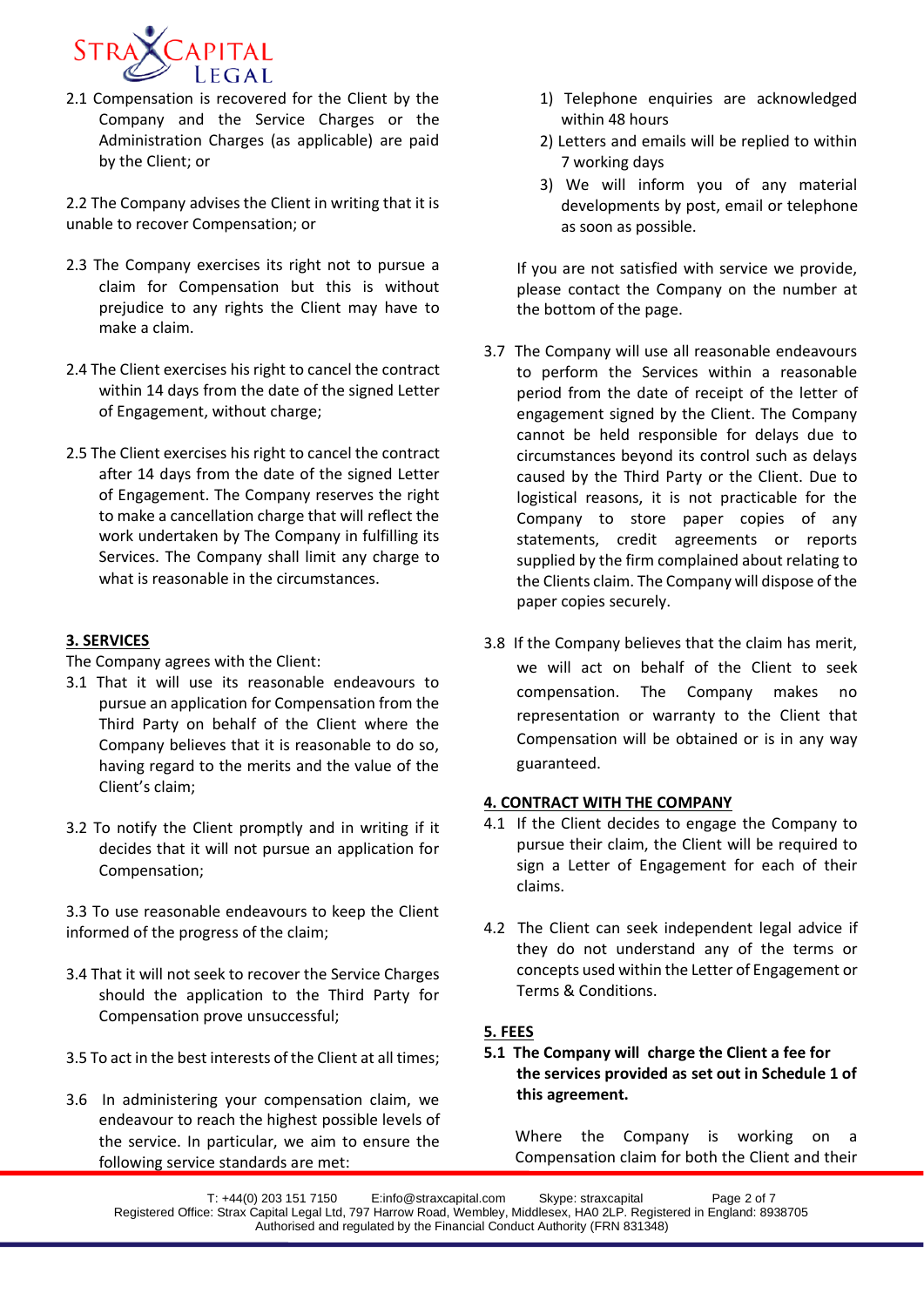2.1 Compensation is recovered for the Client by the Company and the Service Charges or the Administration Charges (as applicable) are paid by the Client; or

2.2 The Company advises the Client in writing that it is unable to recover Compensation; or

2.3 The Company exercises its right not to pursue a claim for Compensation but this is without prejudice to any rights the Client may have to make a claim.

2.4 The Client exercises his right to cancel the contract within 14 days from the date of the signed Letter of Engagement, without charge;

2.5 The Client exercises his right to cancel the contract after 14 days from the date of the signed Letter of Engagement. The Company reserves the right to make a cancellation charge that will reflect the work undertaken by The Company in fulfilling its Services. The Company shall limit any charge to what is reasonable in the circumstances.

## 3. SERVICES

The Company agrees with the Client:

3.1 That it will use its reasonable endeavours to pursue an application for Compensation from the Third Party on behalf of the Client where the Company believes that it is reasonable to do so, having regard to the merits and the value of the Client's claim;

3.2 To notify the Client promptly and in writing if it decides that it will not pursue an application for Compensation;

3.3 To use reasonable endeavours to keep the Client informed of the progress of the claim;

3.4 That it will not seek to recover the Service Charges should the application to the Third Party for Compensation prove unsuccessful;

3.5 To act in the best interests of the Client at all times;

3.6 In administering your compensation claim, we endeavour to reach the highest possible levels of the service. In particular, we aim to ensure the following service standards are met:

1) Telephone enquiries are acknowledged within 48 hours
2) Letters and emails will be replied to within 7 working days
3) We will inform you of any material developments by post, email or telephone as soon as possible.

If you are not satisfied with service we provide, please contact the Company on the number at the bottom of the page.

3.7 The Company will use all reasonable endeavours to perform the Services within a reasonable period from the date of receipt of the letter of engagement signed by the Client. The Company cannot be held responsible for delays due to circumstances beyond its control such as delays caused by the Third Party or the Client. Due to logistical reasons, it is not practicable for the Company to store paper copies of any statements, credit agreements or reports supplied by the firm complained about relating to the Clients claim. The Company will dispose of the paper copies securely.

3.8 If the Company believes that the claim has merit, we will act on behalf of the Client to seek compensation. The Company makes no representation or warranty to the Client that Compensation will be obtained or is in any way guaranteed.

## 4. CONTRACT WITH THE COMPANY

4.1 If the Client decides to engage the Company to pursue their claim, the Client will be required to sign a Letter of Engagement for each of their claims.

4.2 The Client can seek independent legal advice if they do not understand any of the terms or concepts used within the Letter of Engagement or Terms & Conditions.

## 5. FEES

**5.1 The Company will charge the Client a fee for the services provided as set out in Schedule 1 of this agreement.**

Where the Company is working on a Compensation claim for both the Client and their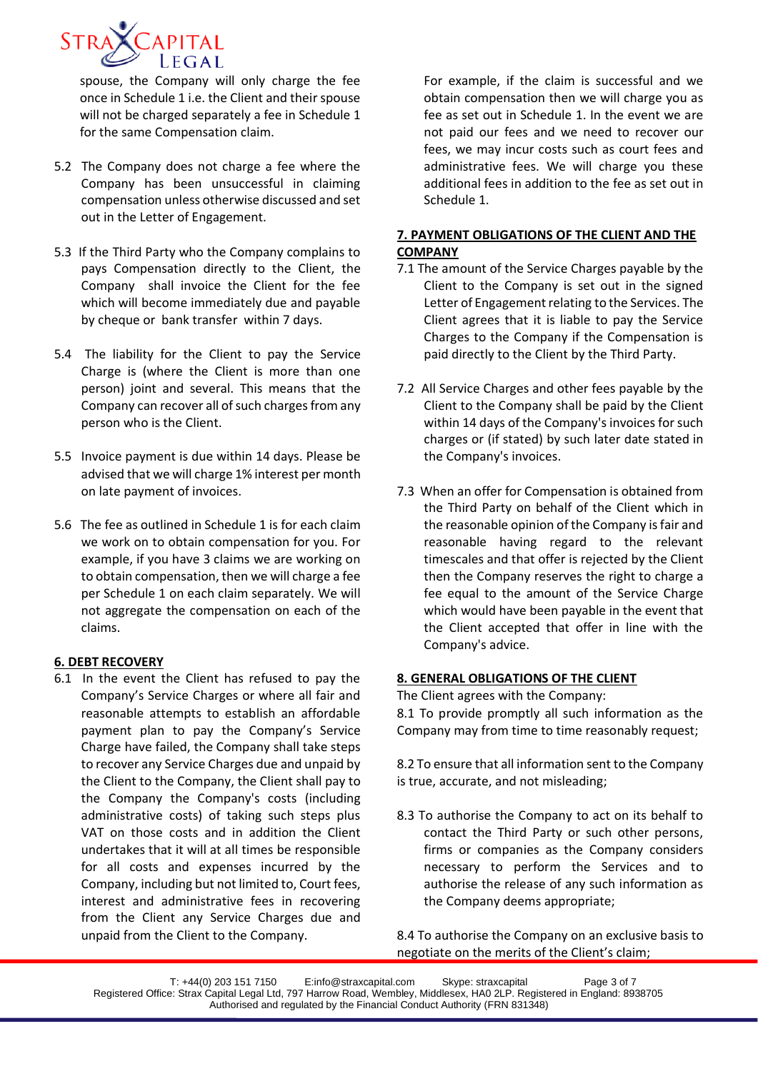spouse, the Company will only charge the fee once in Schedule 1 i.e. the Client and their spouse will not be charged separately a fee in Schedule 1 for the same Compensation claim.

5.2 The Company does not charge a fee where the Company has been unsuccessful in claiming compensation unless otherwise discussed and set out in the Letter of Engagement.

5.3 If the Third Party who the Company complains to pays Compensation directly to the Client, the Company shall invoice the Client for the fee which will become immediately due and payable by cheque or bank transfer within 7 days.

5.4 The liability for the Client to pay the Service Charge is (where the Client is more than one person) joint and several. This means that the Company can recover all of such charges from any person who is the Client.

5.5 Invoice payment is due within 14 days. Please be advised that we will charge 1% interest per month on late payment of invoices.

5.6 The fee as outlined in Schedule 1 is for each claim we work on to obtain compensation for you. For example, if you have 3 claims we are working on to obtain compensation, then we will charge a fee per Schedule 1 on each claim separately. We will not aggregate the compensation on each of the claims.

## 6. DEBT RECOVERY

6.1 In the event the Client has refused to pay the Company's Service Charges or where all fair and reasonable attempts to establish an affordable payment plan to pay the Company's Service Charge have failed, the Company shall take steps to recover any Service Charges due and unpaid by the Client to the Company, the Client shall pay to the Company the Company's costs (including administrative costs) of taking such steps plus VAT on those costs and in addition the Client undertakes that it will at all times be responsible for all costs and expenses incurred by the Company, including but not limited to, Court fees, interest and administrative fees in recovering from the Client any Service Charges due and unpaid from the Client to the Company.

For example, if the claim is successful and we obtain compensation then we will charge you as fee as set out in Schedule 1. In the event we are not paid our fees and we need to recover our fees, we may incur costs such as court fees and administrative fees. We will charge you these additional fees in addition to the fee as set out in Schedule 1.

## 7. PAYMENT OBLIGATIONS OF THE CLIENT AND THE COMPANY

7.1 The amount of the Service Charges payable by the Client to the Company is set out in the signed Letter of Engagement relating to the Services. The Client agrees that it is liable to pay the Service Charges to the Company if the Compensation is paid directly to the Client by the Third Party.

7.2 All Service Charges and other fees payable by the Client to the Company shall be paid by the Client within 14 days of the Company's invoices for such charges or (if stated) by such later date stated in the Company's invoices.

7.3 When an offer for Compensation is obtained from the Third Party on behalf of the Client which in the reasonable opinion of the Company is fair and reasonable having regard to the relevant timescales and that offer is rejected by the Client then the Company reserves the right to charge a fee equal to the amount of the Service Charge which would have been payable in the event that the Client accepted that offer in line with the Company's advice.

## 8. GENERAL OBLIGATIONS OF THE CLIENT

The Client agrees with the Company:

8.1 To provide promptly all such information as the Company may from time to time reasonably request;

8.2 To ensure that all information sent to the Company is true, accurate, and not misleading;

8.3 To authorise the Company to act on its behalf to contact the Third Party or such other persons, firms or companies as the Company considers necessary to perform the Services and to authorise the release of any such information as the Company deems appropriate;

8.4 To authorise the Company on an exclusive basis to negotiate on the merits of the Client's claim;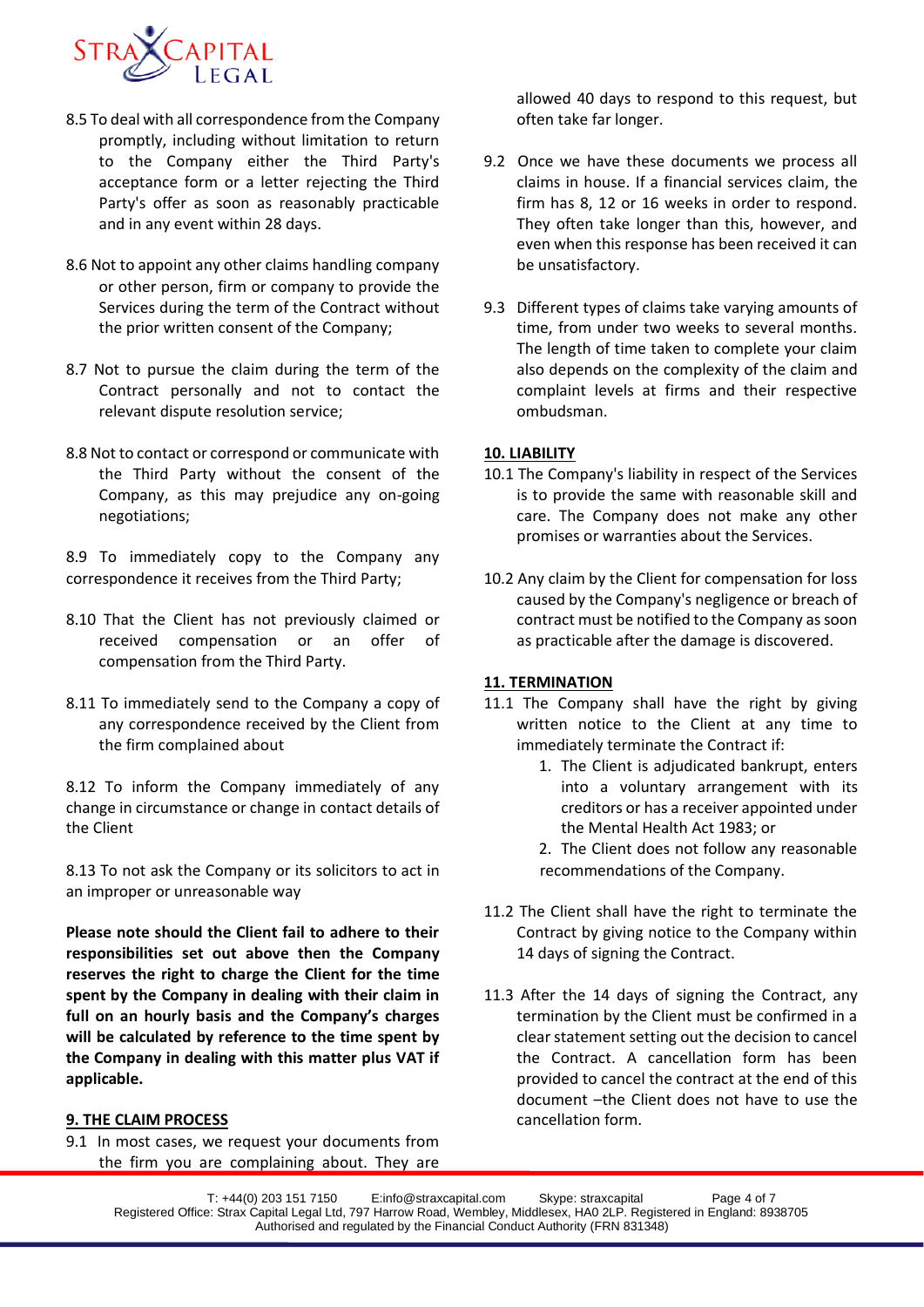8.5 To deal with all correspondence from the Company promptly, including without limitation to return to the Company either the Third Party's acceptance form or a letter rejecting the Third Party's offer as soon as reasonably practicable and in any event within 28 days.

8.6 Not to appoint any other claims handling company or other person, firm or company to provide the Services during the term of the Contract without the prior written consent of the Company;

8.7 Not to pursue the claim during the term of the Contract personally and not to contact the relevant dispute resolution service;

8.8 Not to contact or correspond or communicate with the Third Party without the consent of the Company, as this may prejudice any on-going negotiations;

8.9 To immediately copy to the Company any correspondence it receives from the Third Party;

8.10 That the Client has not previously claimed or received compensation or an offer of compensation from the Third Party.

8.11 To immediately send to the Company a copy of any correspondence received by the Client from the firm complained about

8.12 To inform the Company immediately of any change in circumstance or change in contact details of the Client

8.13 To not ask the Company or its solicitors to act in an improper or unreasonable way

**Please note should the Client fail to adhere to their responsibilities set out above then the Company reserves the right to charge the Client for the time spent by the Company in dealing with their claim in full on an hourly basis and the Company's charges will be calculated by reference to the time spent by the Company in dealing with this matter plus VAT if applicable.**

## 9. THE CLAIM PROCESS

9.1 In most cases, we request your documents from the firm you are complaining about. They are allowed 40 days to respond to this request, but often take far longer.

9.2 Once we have these documents we process all claims in house. If a financial services claim, the firm has 8, 12 or 16 weeks in order to respond. They often take longer than this, however, and even when this response has been received it can be unsatisfactory.

9.3 Different types of claims take varying amounts of time, from under two weeks to several months. The length of time taken to complete your claim also depends on the complexity of the claim and complaint levels at firms and their respective ombudsman.

## 10. LIABILITY

10.1 The Company's liability in respect of the Services is to provide the same with reasonable skill and care. The Company does not make any other promises or warranties about the Services.

10.2 Any claim by the Client for compensation for loss caused by the Company's negligence or breach of contract must be notified to the Company as soon as practicable after the damage is discovered.

## 11. TERMINATION

11.1 The Company shall have the right by giving written notice to the Client at any time to immediately terminate the Contract if:

1. The Client is adjudicated bankrupt, enters into a voluntary arrangement with its creditors or has a receiver appointed under the Mental Health Act 1983; or
2. The Client does not follow any reasonable recommendations of the Company.

11.2 The Client shall have the right to terminate the Contract by giving notice to the Company within 14 days of signing the Contract.

11.3 After the 14 days of signing the Contract, any termination by the Client must be confirmed in a clear statement setting out the decision to cancel the Contract. A cancellation form has been provided to cancel the contract at the end of this document –the Client does not have to use the cancellation form.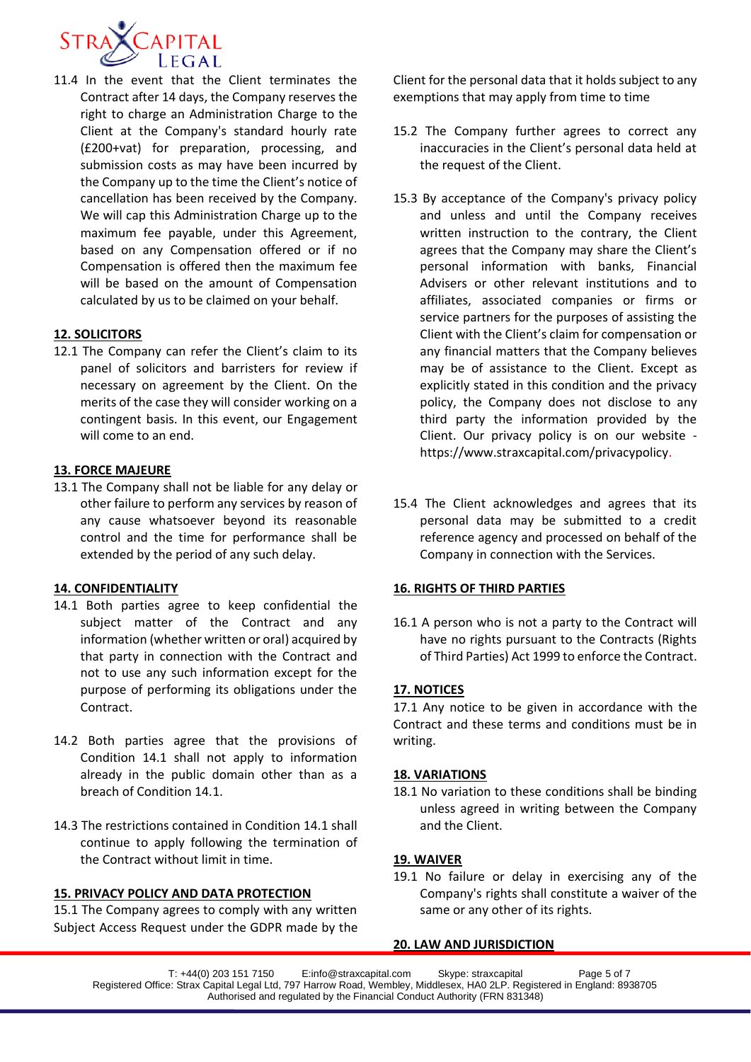11.4 In the event that the Client terminates the Contract after 14 days, the Company reserves the right to charge an Administration Charge to the Client at the Company's standard hourly rate (£200+vat) for preparation, processing, and submission costs as may have been incurred by the Company up to the time the Client's notice of cancellation has been received by the Company. We will cap this Administration Charge up to the maximum fee payable, under this Agreement, based on any Compensation offered or if no Compensation is offered then the maximum fee will be based on the amount of Compensation calculated by us to be claimed on your behalf.

## 12. SOLICITORS

12.1 The Company can refer the Client's claim to its panel of solicitors and barristers for review if necessary on agreement by the Client. On the merits of the case they will consider working on a contingent basis. In this event, our Engagement will come to an end.

## 13. FORCE MAJEURE

13.1 The Company shall not be liable for any delay or other failure to perform any services by reason of any cause whatsoever beyond its reasonable control and the time for performance shall be extended by the period of any such delay.

## 14. CONFIDENTIALITY

14.1 Both parties agree to keep confidential the subject matter of the Contract and any information (whether written or oral) acquired by that party in connection with the Contract and not to use any such information except for the purpose of performing its obligations under the Contract.

14.2 Both parties agree that the provisions of Condition 14.1 shall not apply to information already in the public domain other than as a breach of Condition 14.1.

14.3 The restrictions contained in Condition 14.1 shall continue to apply following the termination of the Contract without limit in time.

## 15. PRIVACY POLICY AND DATA PROTECTION

15.1 The Company agrees to comply with any written Subject Access Request under the GDPR made by the Client for the personal data that it holds subject to any exemptions that may apply from time to time

15.2 The Company further agrees to correct any inaccuracies in the Client's personal data held at the request of the Client.

15.3 By acceptance of the Company's privacy policy and unless and until the Company receives written instruction to the contrary, the Client agrees that the Company may share the Client's personal information with banks, Financial Advisers or other relevant institutions and to affiliates, associated companies or firms or service partners for the purposes of assisting the Client with the Client's claim for compensation or any financial matters that the Company believes may be of assistance to the Client. Except as explicitly stated in this condition and the privacy policy, the Company does not disclose to any third party the information provided by the Client. Our privacy policy is on our website - https://www.straxcapital.com/privacypolicy.

15.4 The Client acknowledges and agrees that its personal data may be submitted to a credit reference agency and processed on behalf of the Company in connection with the Services.

## 16. RIGHTS OF THIRD PARTIES

16.1 A person who is not a party to the Contract will have no rights pursuant to the Contracts (Rights of Third Parties) Act 1999 to enforce the Contract.

## 17. NOTICES

17.1 Any notice to be given in accordance with the Contract and these terms and conditions must be in writing.

## 18. VARIATIONS

18.1 No variation to these conditions shall be binding unless agreed in writing between the Company and the Client.

## 19. WAIVER

19.1 No failure or delay in exercising any of the Company's rights shall constitute a waiver of the same or any other of its rights.

## 20. LAW AND JURISDICTION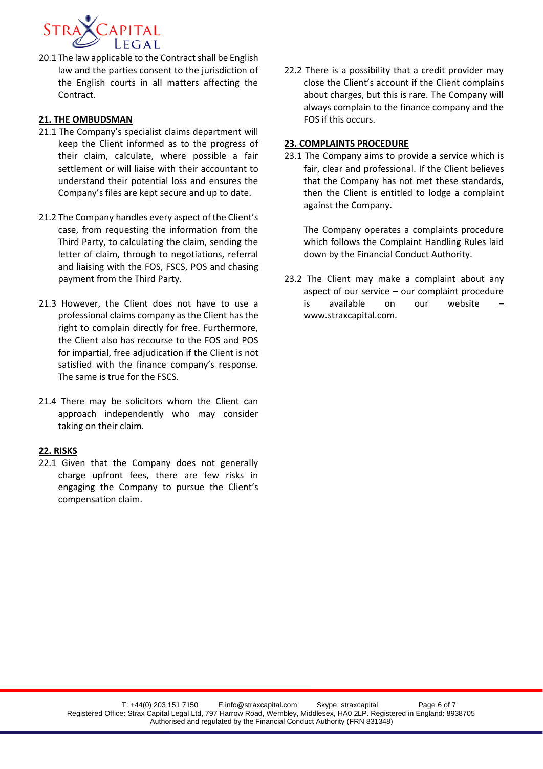20.1 The law applicable to the Contract shall be English law and the parties consent to the jurisdiction of the English courts in all matters affecting the Contract.

**21. THE OMBUDSMAN**

21.1 The Company's specialist claims department will keep the Client informed as to the progress of their claim, calculate, where possible a fair settlement or will liaise with their accountant to understand their potential loss and ensures the Company's files are kept secure and up to date.

21.2 The Company handles every aspect of the Client's case, from requesting the information from the Third Party, to calculating the claim, sending the letter of claim, through to negotiations, referral and liaising with the FOS, FSCS, POS and chasing payment from the Third Party.

21.3 However, the Client does not have to use a professional claims company as the Client has the right to complain directly for free. Furthermore, the Client also has recourse to the FOS and POS for impartial, free adjudication if the Client is not satisfied with the finance company's response. The same is true for the FSCS.

21.4 There may be solicitors whom the Client can approach independently who may consider taking on their claim.

**22. RISKS**

22.1 Given that the Company does not generally charge upfront fees, there are few risks in engaging the Company to pursue the Client's compensation claim.

22.2 There is a possibility that a credit provider may close the Client's account if the Client complains about charges, but this is rare. The Company will always complain to the finance company and the FOS if this occurs.

**23. COMPLAINTS PROCEDURE**

23.1 The Company aims to provide a service which is fair, clear and professional. If the Client believes that the Company has not met these standards, then the Client is entitled to lodge a complaint against the Company.

The Company operates a complaints procedure which follows the Complaint Handling Rules laid down by the Financial Conduct Authority.

23.2 The Client may make a complaint about any aspect of our service – our complaint procedure is available on our website – www.straxcapital.com.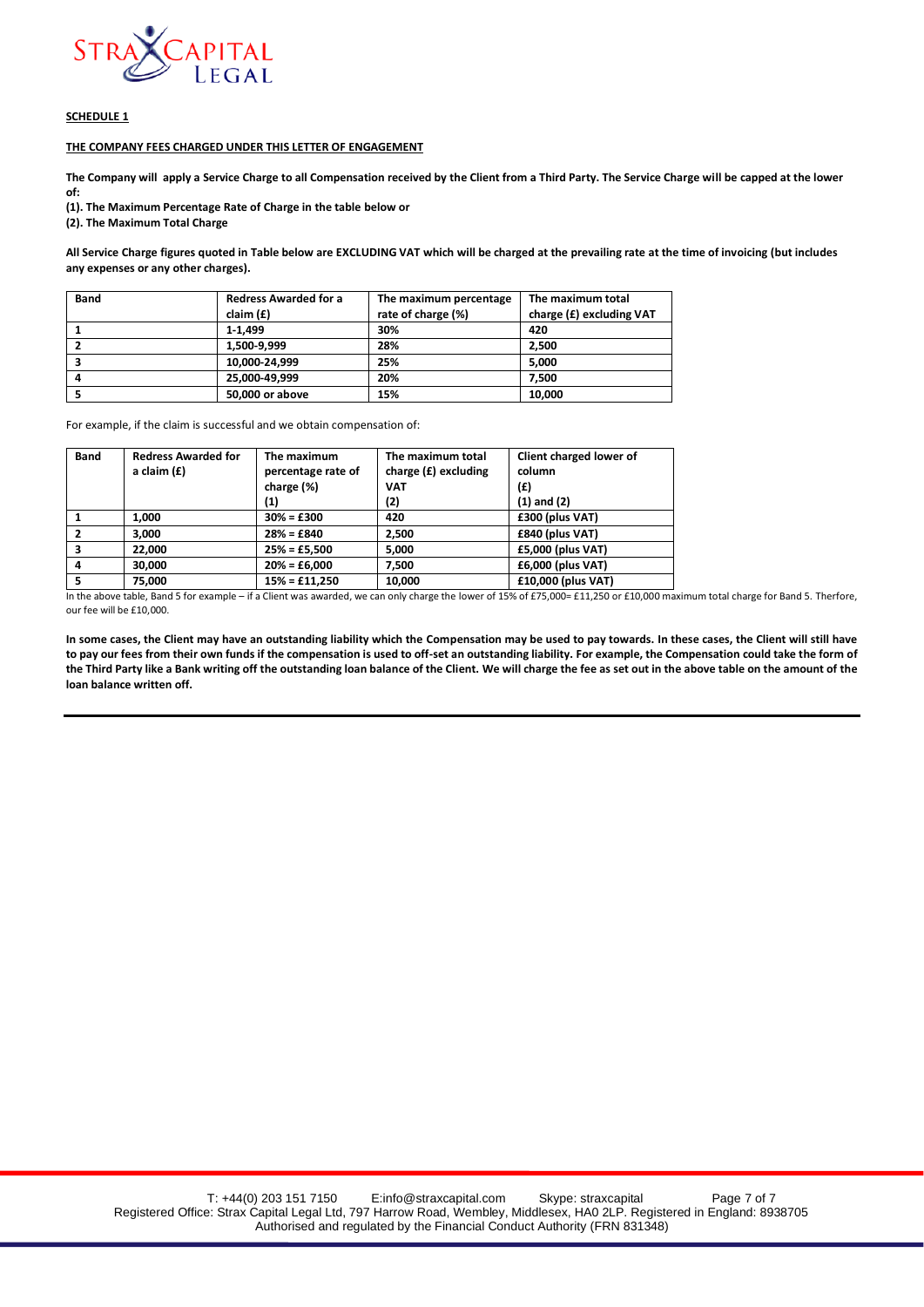**SCHEDULE 1**

**THE COMPANY FEES CHARGED UNDER THIS LETTER OF ENGAGEMENT**

**The Company will apply a Service Charge to all Compensation received by the Client from a Third Party. The Service Charge will be capped at the lower of:**

**(1). The Maximum Percentage Rate of Charge in the table below or**

**(2). The Maximum Total Charge**

**All Service Charge figures quoted in Table below are EXCLUDING VAT which will be charged at the prevailing rate at the time of invoicing (but includes any expenses or any other charges).**

| Band | Redress Awarded for a claim (£) | The maximum percentage rate of charge (%) | The maximum total charge (£) excluding VAT |
|---|---|---|---|
| 1 | 1-1,499 | 30% | 420 |
| 2 | 1,500-9,999 | 28% | 2,500 |
| 3 | 10,000-24,999 | 25% | 5,000 |
| 4 | 25,000-49,999 | 20% | 7,500 |
| 5 | 50,000 or above | 15% | 10,000 |

For example, if the claim is successful and we obtain compensation of:

| Band | Redress Awarded for a claim (£) | The maximum percentage rate of charge (%) (1) | The maximum total charge (£) excluding VAT (2) | Client charged lower of column (£) (1) and (2) |
|---|---|---|---|---|
| 1 | 1,000 | 30% = £300 | 420 | £300 (plus VAT) |
| 2 | 3,000 | 28% = £840 | 2,500 | £840 (plus VAT) |
| 3 | 22,000 | 25% = £5,500 | 5,000 | £5,000 (plus VAT) |
| 4 | 30,000 | 20% = £6,000 | 7,500 | £6,000 (plus VAT) |
| 5 | 75,000 | 15% = £11,250 | 10,000 | £10,000 (plus VAT) |

In the above table, Band 5 for example – if a Client was awarded, we can only charge the lower of 15% of £75,000= £11,250 or £10,000 maximum total charge for Band 5. Therfore, our fee will be £10,000.

**In some cases, the Client may have an outstanding liability which the Compensation may be used to pay towards. In these cases, the Client will still have to pay our fees from their own funds if the compensation is used to off-set an outstanding liability. For example, the Compensation could take the form of the Third Party like a Bank writing off the outstanding loan balance of the Client. We will charge the fee as set out in the above table on the amount of the loan balance written off.**